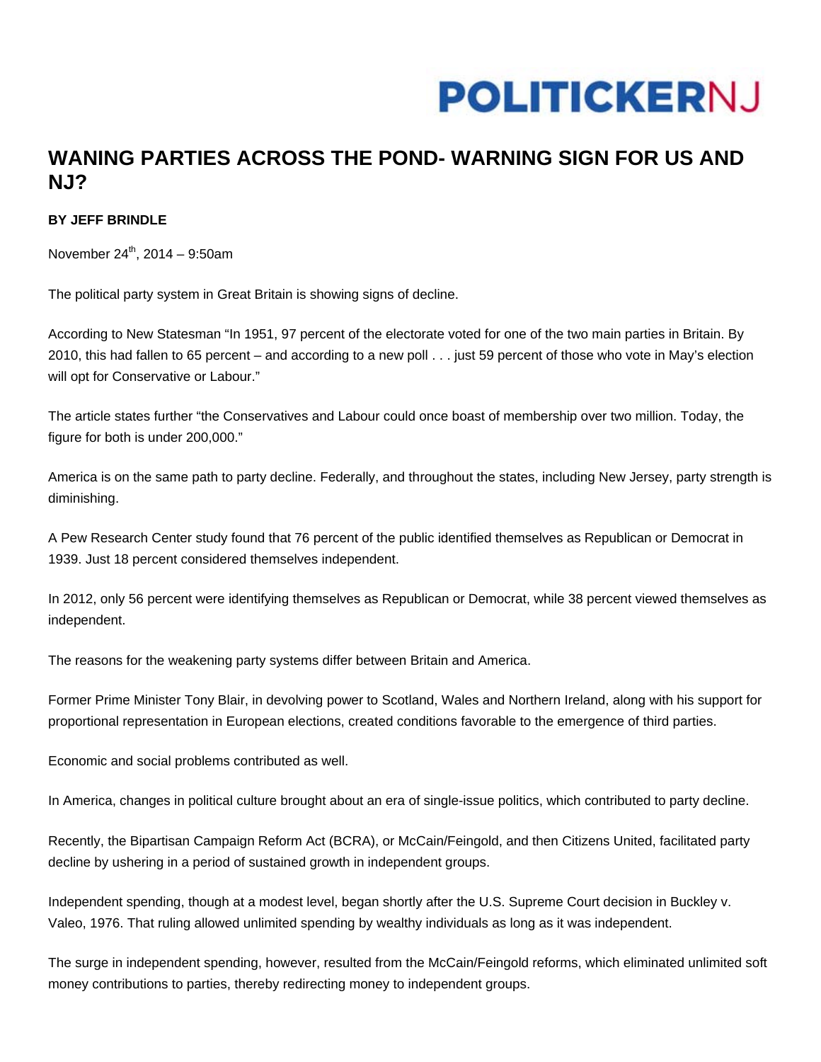POLITICKERNJ

# WANING PARTIES ACROSS THE POND- WARNING SIGN FOR US AND NJ?

**BY JEFF BRINDLE**

November 24th, 2014 – 9:50am

The political party system in Great Britain is showing signs of decline.

According to New Statesman "In 1951, 97 percent of the electorate voted for one of the two main parties in Britain. By 2010, this had fallen to 65 percent – and according to a new poll . . . just 59 percent of those who vote in May's election will opt for Conservative or Labour."

The article states further "the Conservatives and Labour could once boast of membership over two million. Today, the figure for both is under 200,000."

America is on the same path to party decline. Federally, and throughout the states, including New Jersey, party strength is diminishing.

A Pew Research Center study found that 76 percent of the public identified themselves as Republican or Democrat in 1939. Just 18 percent considered themselves independent.

In 2012, only 56 percent were identifying themselves as Republican or Democrat, while 38 percent viewed themselves as independent.

The reasons for the weakening party systems differ between Britain and America.

Former Prime Minister Tony Blair, in devolving power to Scotland, Wales and Northern Ireland, along with his support for proportional representation in European elections, created conditions favorable to the emergence of third parties.

Economic and social problems contributed as well.

In America, changes in political culture brought about an era of single-issue politics, which contributed to party decline.

Recently, the Bipartisan Campaign Reform Act (BCRA), or McCain/Feingold, and then Citizens United, facilitated party decline by ushering in a period of sustained growth in independent groups.

Independent spending, though at a modest level, began shortly after the U.S. Supreme Court decision in Buckley v. Valeo, 1976. That ruling allowed unlimited spending by wealthy individuals as long as it was independent.

The surge in independent spending, however, resulted from the McCain/Feingold reforms, which eliminated unlimited soft money contributions to parties, thereby redirecting money to independent groups.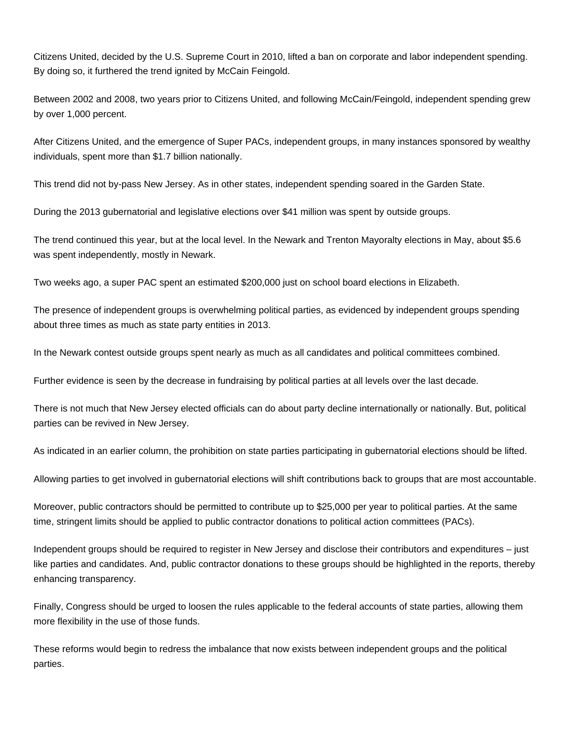Citizens United, decided by the U.S. Supreme Court in 2010, lifted a ban on corporate and labor independent spending. By doing so, it furthered the trend ignited by McCain Feingold.

Between 2002 and 2008, two years prior to Citizens United, and following McCain/Feingold, independent spending grew by over 1,000 percent.

After Citizens United, and the emergence of Super PACs, independent groups, in many instances sponsored by wealthy individuals, spent more than $1.7 billion nationally.

This trend did not by-pass New Jersey. As in other states, independent spending soared in the Garden State.

During the 2013 gubernatorial and legislative elections over $41 million was spent by outside groups.

The trend continued this year, but at the local level. In the Newark and Trenton Mayoralty elections in May, about $5.6 was spent independently, mostly in Newark.

Two weeks ago, a super PAC spent an estimated $200,000 just on school board elections in Elizabeth.

The presence of independent groups is overwhelming political parties, as evidenced by independent groups spending about three times as much as state party entities in 2013.

In the Newark contest outside groups spent nearly as much as all candidates and political committees combined.

Further evidence is seen by the decrease in fundraising by political parties at all levels over the last decade.

There is not much that New Jersey elected officials can do about party decline internationally or nationally. But, political parties can be revived in New Jersey.

As indicated in an earlier column, the prohibition on state parties participating in gubernatorial elections should be lifted.

Allowing parties to get involved in gubernatorial elections will shift contributions back to groups that are most accountable.

Moreover, public contractors should be permitted to contribute up to $25,000 per year to political parties. At the same time, stringent limits should be applied to public contractor donations to political action committees (PACs).

Independent groups should be required to register in New Jersey and disclose their contributors and expenditures – just like parties and candidates. And, public contractor donations to these groups should be highlighted in the reports, thereby enhancing transparency.

Finally, Congress should be urged to loosen the rules applicable to the federal accounts of state parties, allowing them more flexibility in the use of those funds.

These reforms would begin to redress the imbalance that now exists between independent groups and the political parties.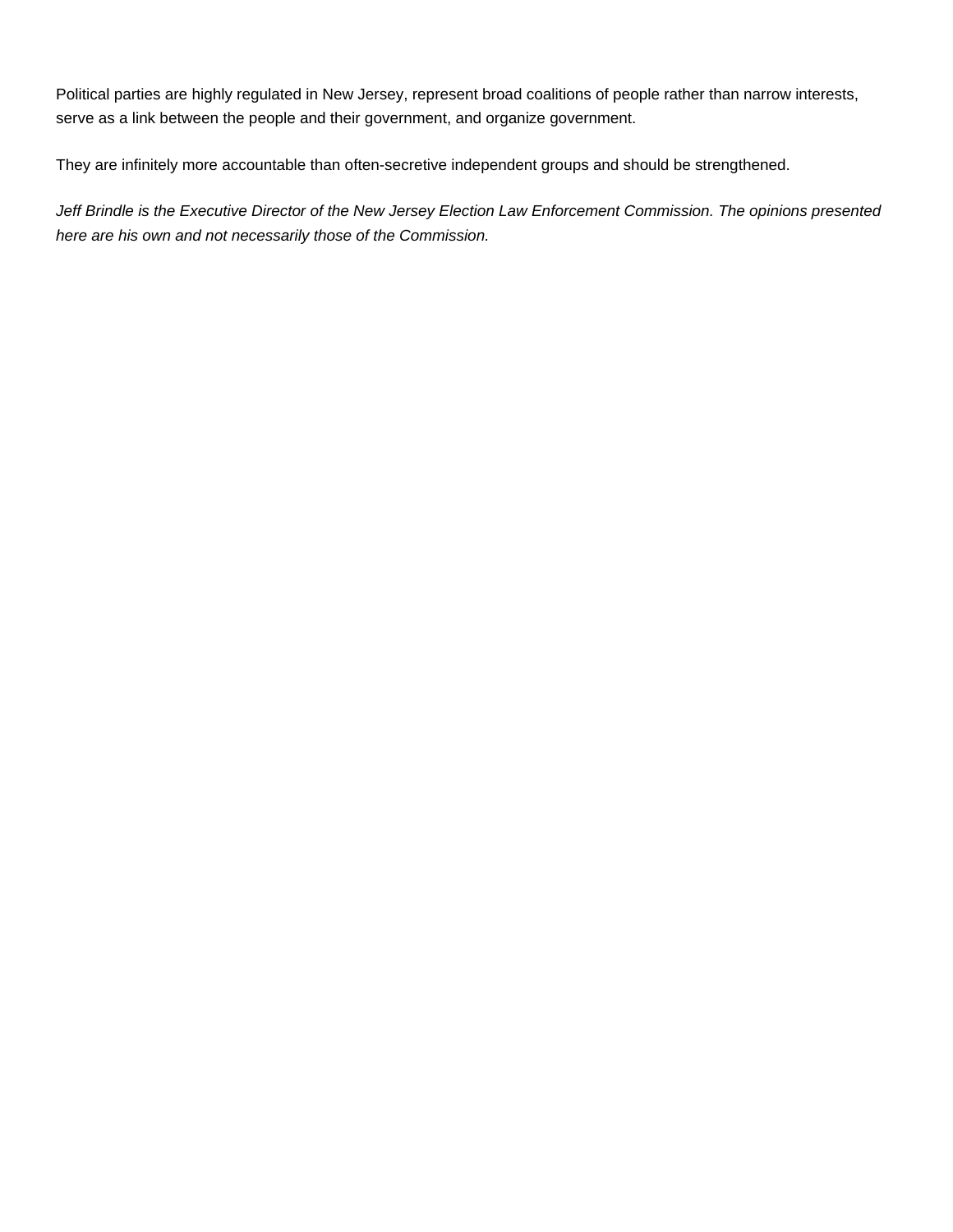Political parties are highly regulated in New Jersey, represent broad coalitions of people rather than narrow interests, serve as a link between the people and their government, and organize government.

They are infinitely more accountable than often-secretive independent groups and should be strengthened.

*Jeff Brindle is the Executive Director of the New Jersey Election Law Enforcement Commission. The opinions presented here are his own and not necessarily those of the Commission.*